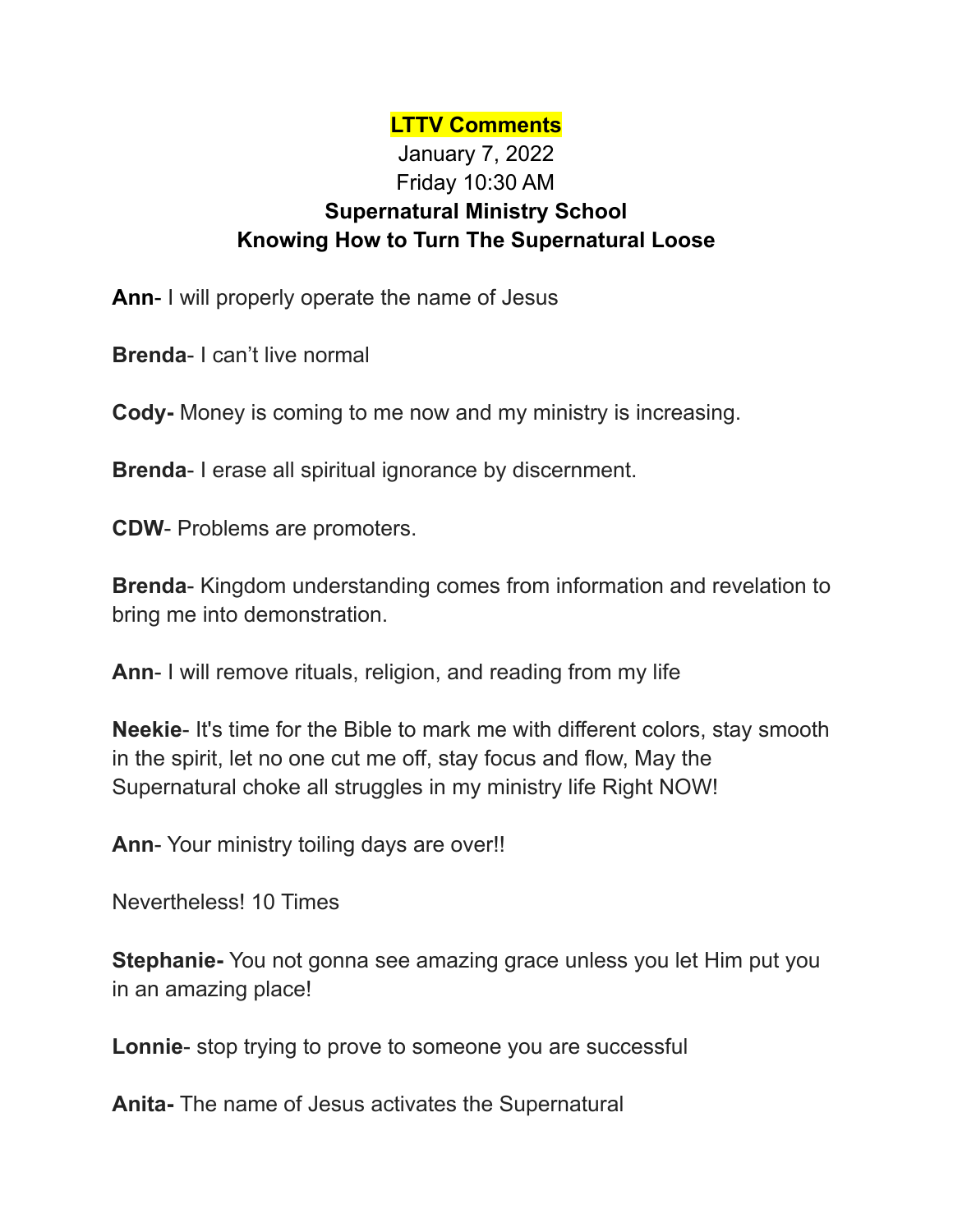# LTTV Comments

January 7, 2022
Friday 10:30 AM

**Supernatural Ministry School**
**Knowing How to Turn The Supernatural Loose**

**Ann**- I will properly operate the name of Jesus

**Brenda**- I can't live normal

**Cody-** Money is coming to me now and my ministry is increasing.

**Brenda**- I erase all spiritual ignorance by discernment.

**CDW**- Problems are promoters.

**Brenda**- Kingdom understanding comes from information and revelation to bring me into demonstration.

**Ann**- I will remove rituals, religion, and reading from my life

**Neekie**- It's time for the Bible to mark me with different colors, stay smooth in the spirit, let no one cut me off, stay focus and flow, May the Supernatural choke all struggles in my ministry life Right NOW!

**Ann**- Your ministry toiling days are over!!

Nevertheless! 10 Times

**Stephanie-** You not gonna see amazing grace unless you let Him put you in an amazing place!

**Lonnie**- stop trying to prove to someone you are successful

**Anita-** The name of Jesus activates the Supernatural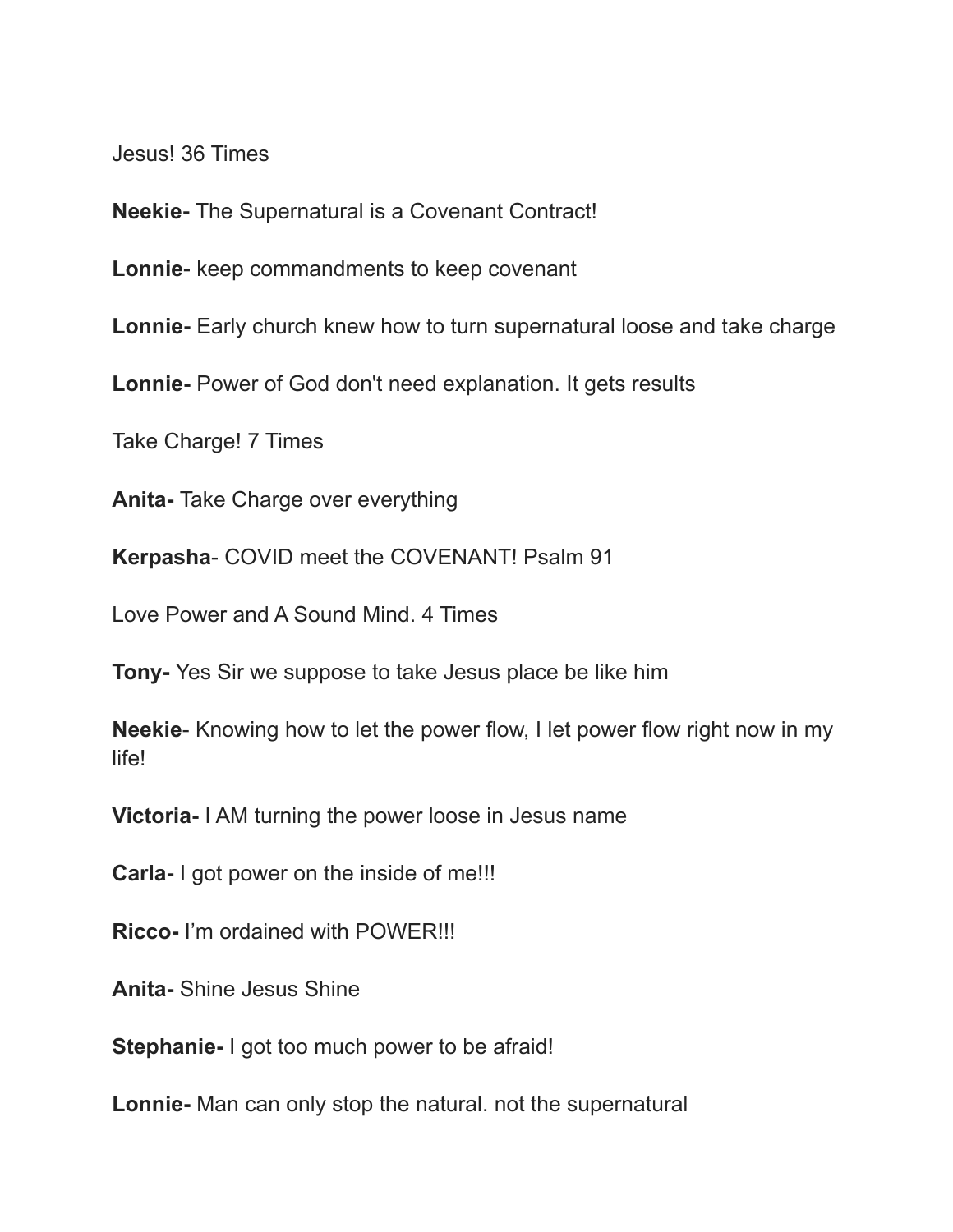Jesus! 36 Times

**Neekie-** The Supernatural is a Covenant Contract!

**Lonnie**- keep commandments to keep covenant

**Lonnie-** Early church knew how to turn supernatural loose and take charge

**Lonnie-** Power of God don't need explanation. It gets results

Take Charge! 7 Times

**Anita-** Take Charge over everything

**Kerpasha**- COVID meet the COVENANT! Psalm 91

Love Power and A Sound Mind. 4 Times

**Tony-** Yes Sir we suppose to take Jesus place be like him

**Neekie**- Knowing how to let the power flow, I let power flow right now in my life!

**Victoria-** I AM turning the power loose in Jesus name

**Carla-** I got power on the inside of me!!!

**Ricco-** I'm ordained with POWER!!!

**Anita-** Shine Jesus Shine

**Stephanie-** I got too much power to be afraid!

**Lonnie-** Man can only stop the natural. not the supernatural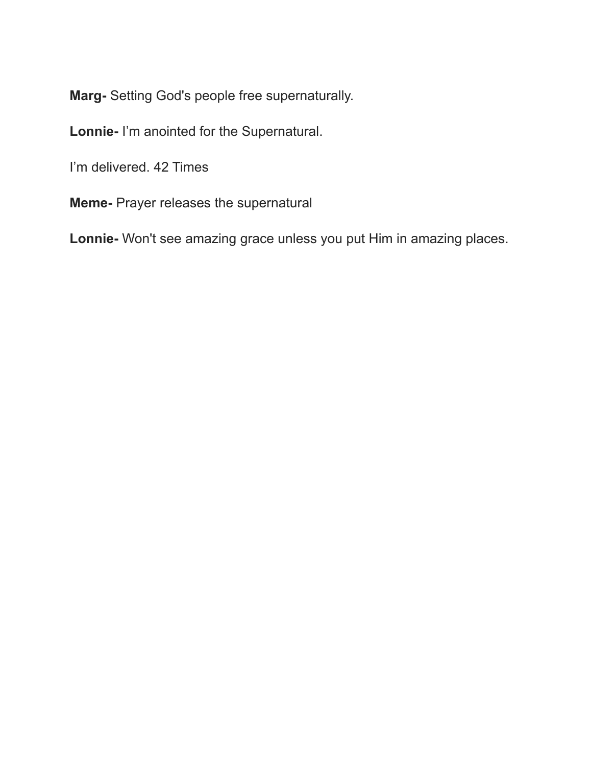**Marg-** Setting God's people free supernaturally.

**Lonnie-** I'm anointed for the Supernatural.

I'm delivered. 42 Times

**Meme-** Prayer releases the supernatural

**Lonnie-** Won't see amazing grace unless you put Him in amazing places.